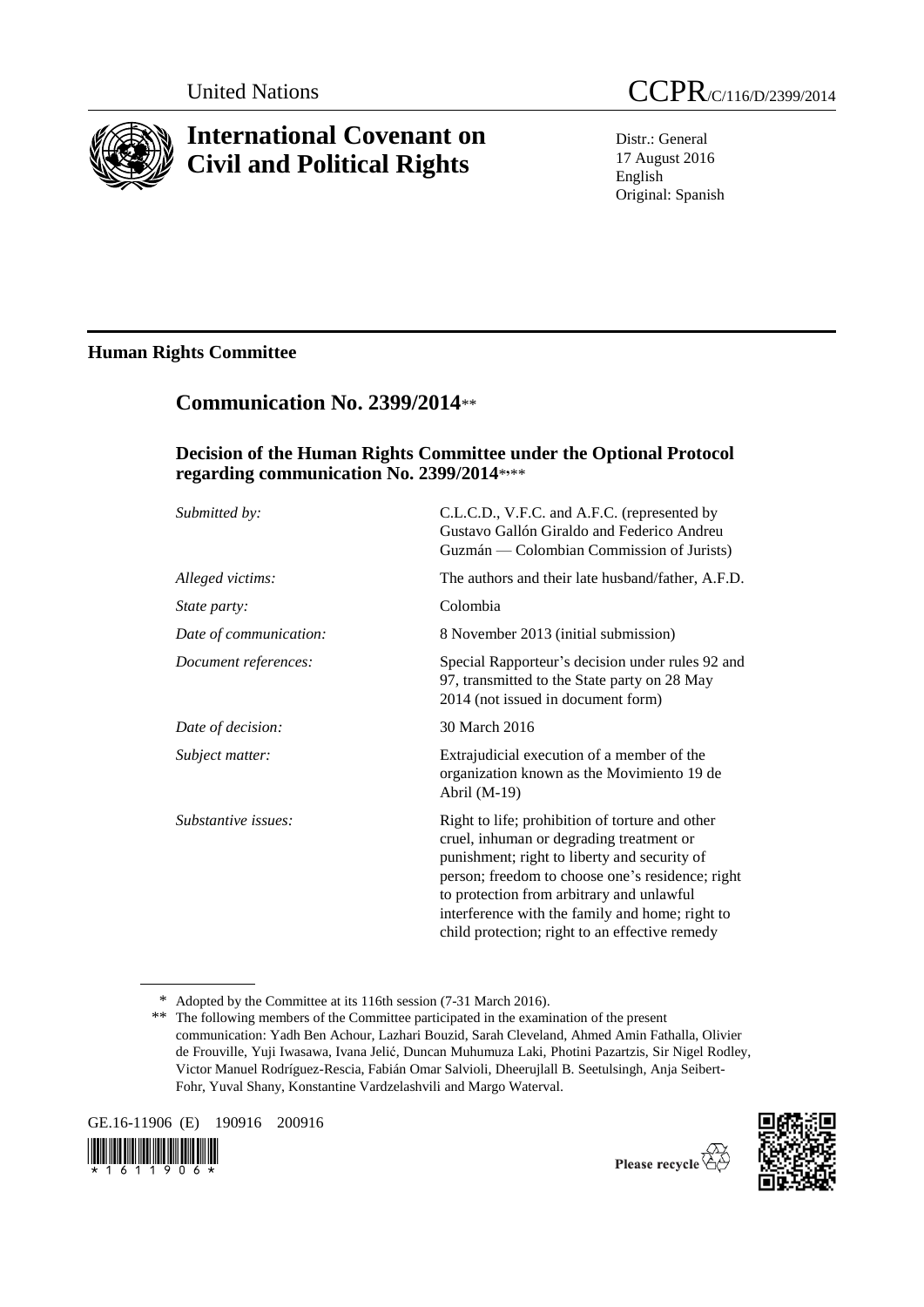United Nations

CCPR/C/116/D/2399/2014

# International Covenant on Civil and Political Rights

Distr.: General
17 August 2016
English
Original: Spanish

## Human Rights Committee

## Communication No. 2399/2014**

### Decision of the Human Rights Committee under the Optional Protocol regarding communication No. 2399/2014*,**

| | |
|---|---|
| *Submitted by:* | C.L.C.D., V.F.C. and A.F.C. (represented by Gustavo Gallón Giraldo and Federico Andreu Guzmán — Colombian Commission of Jurists) |
| *Alleged victims:* | The authors and their late husband/father, A.F.D. |
| *State party:* | Colombia |
| *Date of communication:* | 8 November 2013 (initial submission) |
| *Document references:* | Special Rapporteur's decision under rules 92 and 97, transmitted to the State party on 28 May 2014 (not issued in document form) |
| *Date of decision:* | 30 March 2016 |
| *Subject matter:* | Extrajudicial execution of a member of the organization known as the Movimiento 19 de Abril (M-19) |
| *Substantive issues:* | Right to life; prohibition of torture and other cruel, inhuman or degrading treatment or punishment; right to liberty and security of person; freedom to choose one's residence; right to protection from arbitrary and unlawful interference with the family and home; right to child protection; right to an effective remedy |

\* Adopted by the Committee at its 116th session (7-31 March 2016).

\*\* The following members of the Committee participated in the examination of the present communication: Yadh Ben Achour, Lazhari Bouzid, Sarah Cleveland, Ahmed Amin Fathalla, Olivier de Frouville, Yuji Iwasawa, Ivana Jelić, Duncan Muhumuza Laki, Photini Pazartzis, Sir Nigel Rodley, Victor Manuel Rodríguez-Rescia, Fabián Omar Salvioli, Dheerujlall B. Seetulsingh, Anja Seibert-Fohr, Yuval Shany, Konstantine Vardzelashvili and Margo Waterval.

GE.16-11906 (E) 190916 200916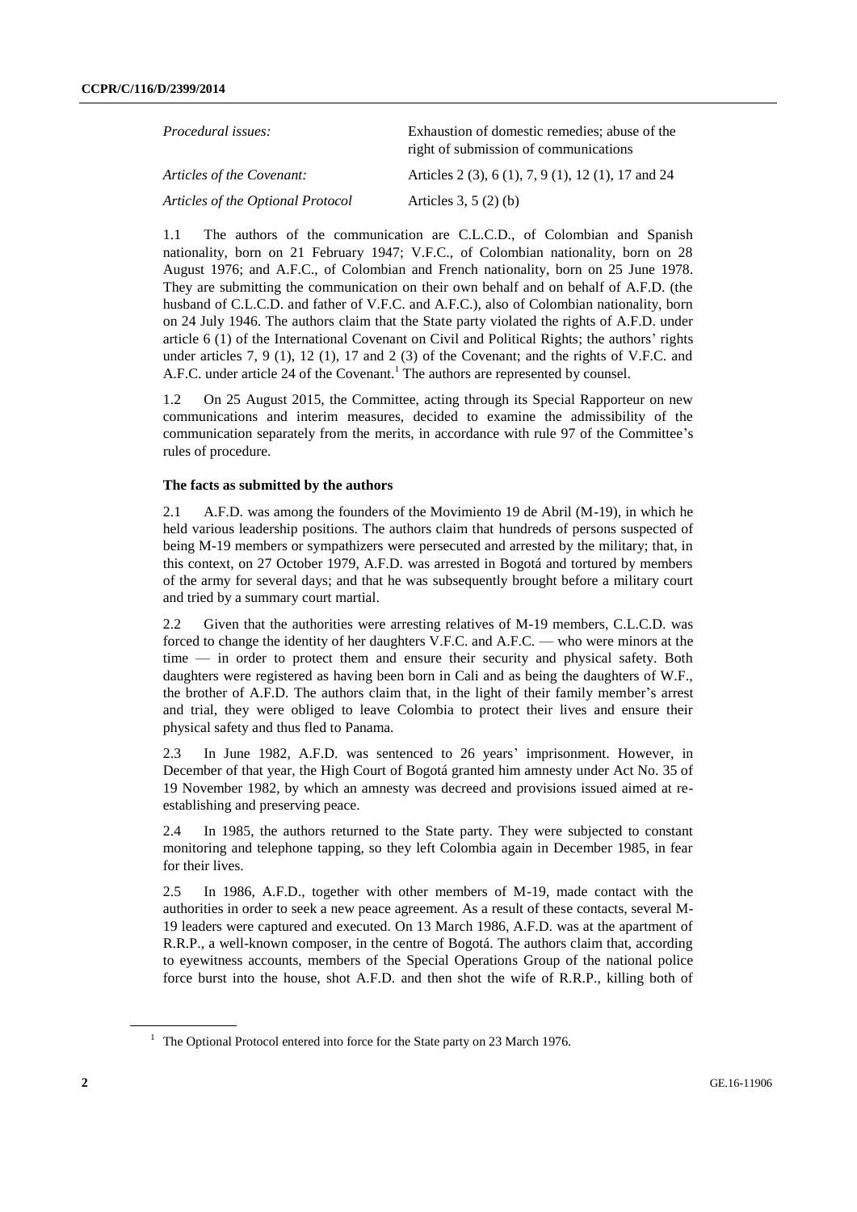| | |
|---|---|
| *Procedural issues:* | Exhaustion of domestic remedies; abuse of the right of submission of communications |
| *Articles of the Covenant:* | Articles 2 (3), 6 (1), 7, 9 (1), 12 (1), 17 and 24 |
| *Articles of the Optional Protocol* | Articles 3, 5 (2) (b) |

1.1 The authors of the communication are C.L.C.D., of Colombian and Spanish nationality, born on 21 February 1947; V.F.C., of Colombian nationality, born on 28 August 1976; and A.F.C., of Colombian and French nationality, born on 25 June 1978. They are submitting the communication on their own behalf and on behalf of A.F.D. (the husband of C.L.C.D. and father of V.F.C. and A.F.C.), also of Colombian nationality, born on 24 July 1946. The authors claim that the State party violated the rights of A.F.D. under article 6 (1) of the International Covenant on Civil and Political Rights; the authors' rights under articles 7, 9 (1), 12 (1), 17 and 2 (3) of the Covenant; and the rights of V.F.C. and A.F.C. under article 24 of the Covenant.[1] The authors are represented by counsel.

1.2 On 25 August 2015, the Committee, acting through its Special Rapporteur on new communications and interim measures, decided to examine the admissibility of the communication separately from the merits, in accordance with rule 97 of the Committee's rules of procedure.

### The facts as submitted by the authors

2.1 A.F.D. was among the founders of the Movimiento 19 de Abril (M-19), in which he held various leadership positions. The authors claim that hundreds of persons suspected of being M-19 members or sympathizers were persecuted and arrested by the military; that, in this context, on 27 October 1979, A.F.D. was arrested in Bogotá and tortured by members of the army for several days; and that he was subsequently brought before a military court and tried by a summary court martial.

2.2 Given that the authorities were arresting relatives of M-19 members, C.L.C.D. was forced to change the identity of her daughters V.F.C. and A.F.C. — who were minors at the time — in order to protect them and ensure their security and physical safety. Both daughters were registered as having been born in Cali and as being the daughters of W.F., the brother of A.F.D. The authors claim that, in the light of their family member's arrest and trial, they were obliged to leave Colombia to protect their lives and ensure their physical safety and thus fled to Panama.

2.3 In June 1982, A.F.D. was sentenced to 26 years' imprisonment. However, in December of that year, the High Court of Bogotá granted him amnesty under Act No. 35 of 19 November 1982, by which an amnesty was decreed and provisions issued aimed at re-establishing and preserving peace.

2.4 In 1985, the authors returned to the State party. They were subjected to constant monitoring and telephone tapping, so they left Colombia again in December 1985, in fear for their lives.

2.5 In 1986, A.F.D., together with other members of M-19, made contact with the authorities in order to seek a new peace agreement. As a result of these contacts, several M-19 leaders were captured and executed. On 13 March 1986, A.F.D. was at the apartment of R.R.P., a well-known composer, in the centre of Bogotá. The authors claim that, according to eyewitness accounts, members of the Special Operations Group of the national police force burst into the house, shot A.F.D. and then shot the wife of R.R.P., killing both of

[1] The Optional Protocol entered into force for the State party on 23 March 1976.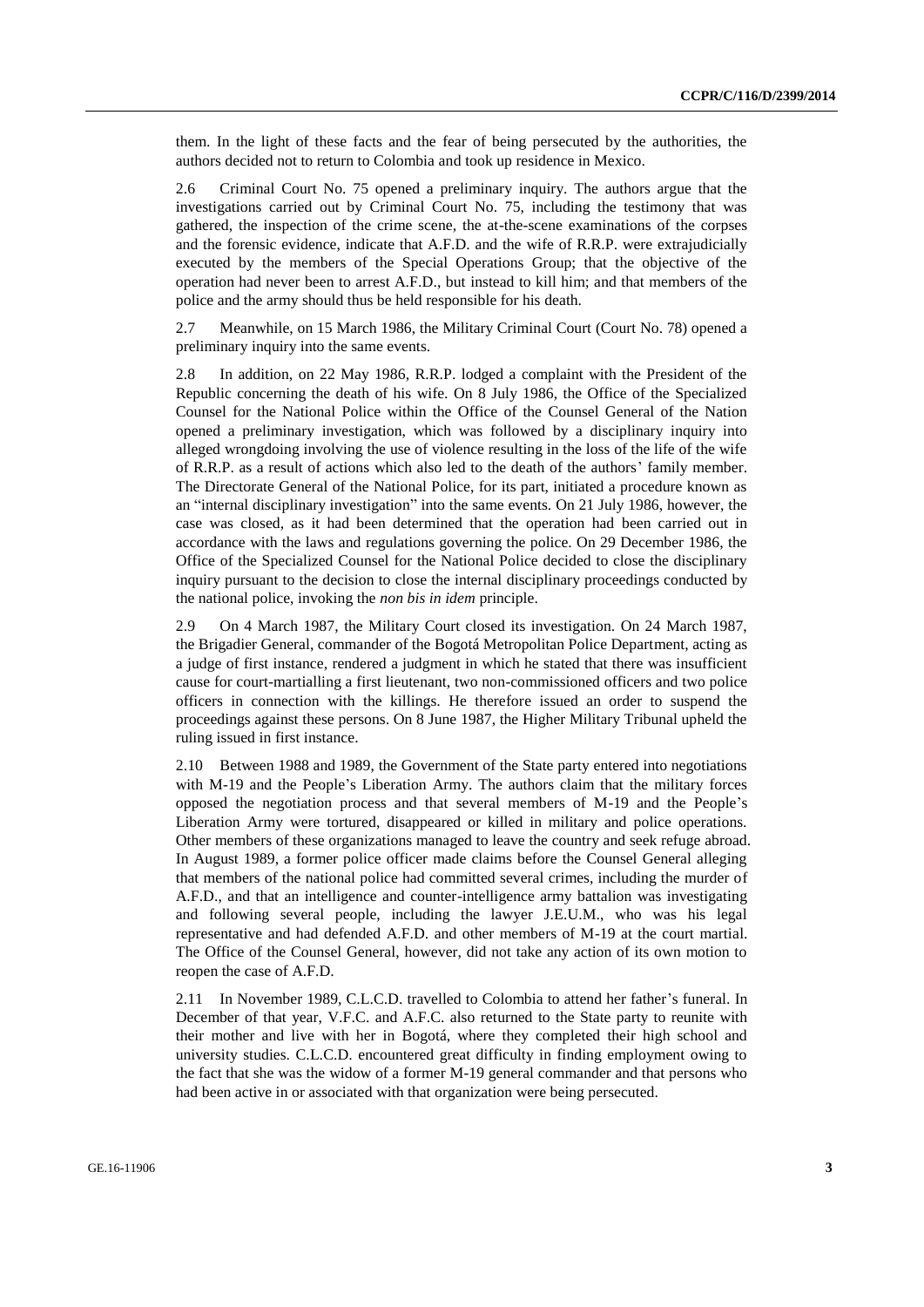them. In the light of these facts and the fear of being persecuted by the authorities, the authors decided not to return to Colombia and took up residence in Mexico.

2.6 Criminal Court No. 75 opened a preliminary inquiry. The authors argue that the investigations carried out by Criminal Court No. 75, including the testimony that was gathered, the inspection of the crime scene, the at-the-scene examinations of the corpses and the forensic evidence, indicate that A.F.D. and the wife of R.R.P. were extrajudicially executed by the members of the Special Operations Group; that the objective of the operation had never been to arrest A.F.D., but instead to kill him; and that members of the police and the army should thus be held responsible for his death.

2.7 Meanwhile, on 15 March 1986, the Military Criminal Court (Court No. 78) opened a preliminary inquiry into the same events.

2.8 In addition, on 22 May 1986, R.R.P. lodged a complaint with the President of the Republic concerning the death of his wife. On 8 July 1986, the Office of the Specialized Counsel for the National Police within the Office of the Counsel General of the Nation opened a preliminary investigation, which was followed by a disciplinary inquiry into alleged wrongdoing involving the use of violence resulting in the loss of the life of the wife of R.R.P. as a result of actions which also led to the death of the authors' family member. The Directorate General of the National Police, for its part, initiated a procedure known as an "internal disciplinary investigation" into the same events. On 21 July 1986, however, the case was closed, as it had been determined that the operation had been carried out in accordance with the laws and regulations governing the police. On 29 December 1986, the Office of the Specialized Counsel for the National Police decided to close the disciplinary inquiry pursuant to the decision to close the internal disciplinary proceedings conducted by the national police, invoking the *non bis in idem* principle.

2.9 On 4 March 1987, the Military Court closed its investigation. On 24 March 1987, the Brigadier General, commander of the Bogotá Metropolitan Police Department, acting as a judge of first instance, rendered a judgment in which he stated that there was insufficient cause for court-martialling a first lieutenant, two non-commissioned officers and two police officers in connection with the killings. He therefore issued an order to suspend the proceedings against these persons. On 8 June 1987, the Higher Military Tribunal upheld the ruling issued in first instance.

2.10 Between 1988 and 1989, the Government of the State party entered into negotiations with M-19 and the People's Liberation Army. The authors claim that the military forces opposed the negotiation process and that several members of M-19 and the People's Liberation Army were tortured, disappeared or killed in military and police operations. Other members of these organizations managed to leave the country and seek refuge abroad. In August 1989, a former police officer made claims before the Counsel General alleging that members of the national police had committed several crimes, including the murder of A.F.D., and that an intelligence and counter-intelligence army battalion was investigating and following several people, including the lawyer J.E.U.M., who was his legal representative and had defended A.F.D. and other members of M-19 at the court martial. The Office of the Counsel General, however, did not take any action of its own motion to reopen the case of A.F.D.

2.11 In November 1989, C.L.C.D. travelled to Colombia to attend her father's funeral. In December of that year, V.F.C. and A.F.C. also returned to the State party to reunite with their mother and live with her in Bogotá, where they completed their high school and university studies. C.L.C.D. encountered great difficulty in finding employment owing to the fact that she was the widow of a former M-19 general commander and that persons who had been active in or associated with that organization were being persecuted.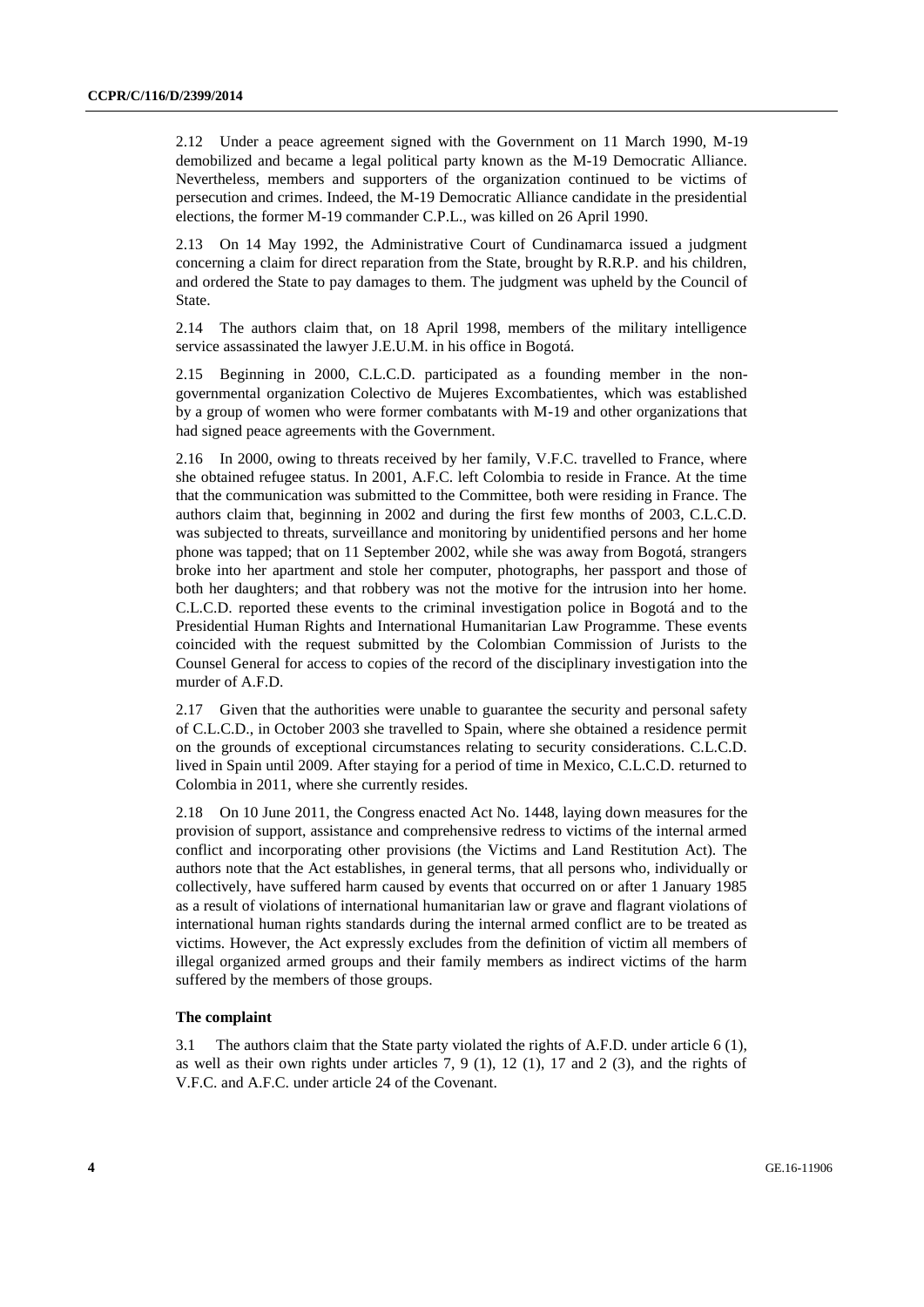2.12 Under a peace agreement signed with the Government on 11 March 1990, M-19 demobilized and became a legal political party known as the M-19 Democratic Alliance. Nevertheless, members and supporters of the organization continued to be victims of persecution and crimes. Indeed, the M-19 Democratic Alliance candidate in the presidential elections, the former M-19 commander C.P.L., was killed on 26 April 1990.

2.13 On 14 May 1992, the Administrative Court of Cundinamarca issued a judgment concerning a claim for direct reparation from the State, brought by R.R.P. and his children, and ordered the State to pay damages to them. The judgment was upheld by the Council of State.

2.14 The authors claim that, on 18 April 1998, members of the military intelligence service assassinated the lawyer J.E.U.M. in his office in Bogotá.

2.15 Beginning in 2000, C.L.C.D. participated as a founding member in the non-governmental organization Colectivo de Mujeres Excombatientes, which was established by a group of women who were former combatants with M-19 and other organizations that had signed peace agreements with the Government.

2.16 In 2000, owing to threats received by her family, V.F.C. travelled to France, where she obtained refugee status. In 2001, A.F.C. left Colombia to reside in France. At the time that the communication was submitted to the Committee, both were residing in France. The authors claim that, beginning in 2002 and during the first few months of 2003, C.L.C.D. was subjected to threats, surveillance and monitoring by unidentified persons and her home phone was tapped; that on 11 September 2002, while she was away from Bogotá, strangers broke into her apartment and stole her computer, photographs, her passport and those of both her daughters; and that robbery was not the motive for the intrusion into her home. C.L.C.D. reported these events to the criminal investigation police in Bogotá and to the Presidential Human Rights and International Humanitarian Law Programme. These events coincided with the request submitted by the Colombian Commission of Jurists to the Counsel General for access to copies of the record of the disciplinary investigation into the murder of A.F.D.

2.17 Given that the authorities were unable to guarantee the security and personal safety of C.L.C.D., in October 2003 she travelled to Spain, where she obtained a residence permit on the grounds of exceptional circumstances relating to security considerations. C.L.C.D. lived in Spain until 2009. After staying for a period of time in Mexico, C.L.C.D. returned to Colombia in 2011, where she currently resides.

2.18 On 10 June 2011, the Congress enacted Act No. 1448, laying down measures for the provision of support, assistance and comprehensive redress to victims of the internal armed conflict and incorporating other provisions (the Victims and Land Restitution Act). The authors note that the Act establishes, in general terms, that all persons who, individually or collectively, have suffered harm caused by events that occurred on or after 1 January 1985 as a result of violations of international humanitarian law or grave and flagrant violations of international human rights standards during the internal armed conflict are to be treated as victims. However, the Act expressly excludes from the definition of victim all members of illegal organized armed groups and their family members as indirect victims of the harm suffered by the members of those groups.

### The complaint

3.1 The authors claim that the State party violated the rights of A.F.D. under article 6 (1), as well as their own rights under articles 7, 9 (1), 12 (1), 17 and 2 (3), and the rights of V.F.C. and A.F.C. under article 24 of the Covenant.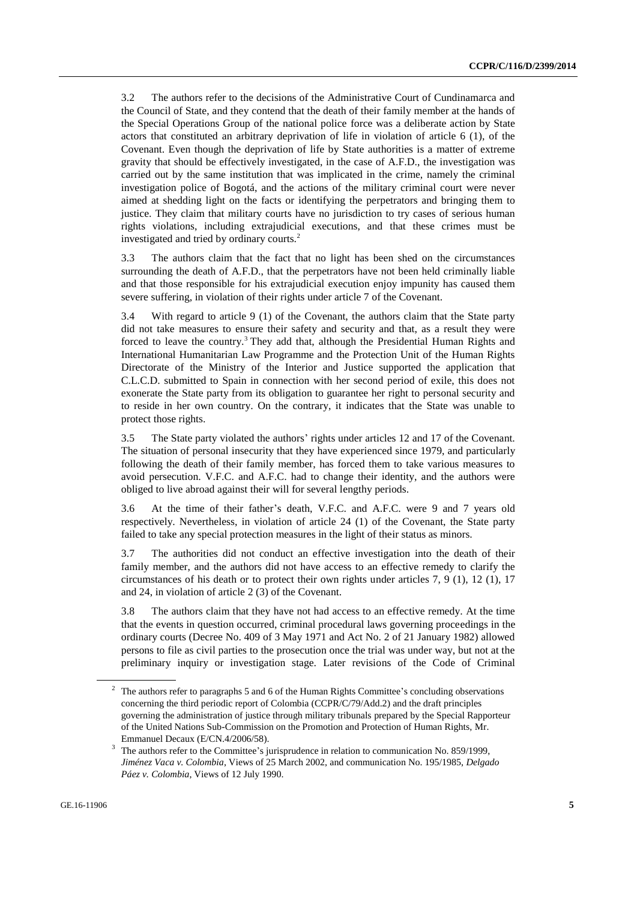3.2 The authors refer to the decisions of the Administrative Court of Cundinamarca and the Council of State, and they contend that the death of their family member at the hands of the Special Operations Group of the national police force was a deliberate action by State actors that constituted an arbitrary deprivation of life in violation of article 6 (1), of the Covenant. Even though the deprivation of life by State authorities is a matter of extreme gravity that should be effectively investigated, in the case of A.F.D., the investigation was carried out by the same institution that was implicated in the crime, namely the criminal investigation police of Bogotá, and the actions of the military criminal court were never aimed at shedding light on the facts or identifying the perpetrators and bringing them to justice. They claim that military courts have no jurisdiction to try cases of serious human rights violations, including extrajudicial executions, and that these crimes must be investigated and tried by ordinary courts.[2]

3.3 The authors claim that the fact that no light has been shed on the circumstances surrounding the death of A.F.D., that the perpetrators have not been held criminally liable and that those responsible for his extrajudicial execution enjoy impunity has caused them severe suffering, in violation of their rights under article 7 of the Covenant.

3.4 With regard to article 9 (1) of the Covenant, the authors claim that the State party did not take measures to ensure their safety and security and that, as a result they were forced to leave the country.[3] They add that, although the Presidential Human Rights and International Humanitarian Law Programme and the Protection Unit of the Human Rights Directorate of the Ministry of the Interior and Justice supported the application that C.L.C.D. submitted to Spain in connection with her second period of exile, this does not exonerate the State party from its obligation to guarantee her right to personal security and to reside in her own country. On the contrary, it indicates that the State was unable to protect those rights.

3.5 The State party violated the authors' rights under articles 12 and 17 of the Covenant. The situation of personal insecurity that they have experienced since 1979, and particularly following the death of their family member, has forced them to take various measures to avoid persecution. V.F.C. and A.F.C. had to change their identity, and the authors were obliged to live abroad against their will for several lengthy periods.

3.6 At the time of their father's death, V.F.C. and A.F.C. were 9 and 7 years old respectively. Nevertheless, in violation of article 24 (1) of the Covenant, the State party failed to take any special protection measures in the light of their status as minors.

3.7 The authorities did not conduct an effective investigation into the death of their family member, and the authors did not have access to an effective remedy to clarify the circumstances of his death or to protect their own rights under articles 7, 9 (1), 12 (1), 17 and 24, in violation of article 2 (3) of the Covenant.

3.8 The authors claim that they have not had access to an effective remedy. At the time that the events in question occurred, criminal procedural laws governing proceedings in the ordinary courts (Decree No. 409 of 3 May 1971 and Act No. 2 of 21 January 1982) allowed persons to file as civil parties to the prosecution once the trial was under way, but not at the preliminary inquiry or investigation stage. Later revisions of the Code of Criminal

---

[2] The authors refer to paragraphs 5 and 6 of the Human Rights Committee's concluding observations concerning the third periodic report of Colombia (CCPR/C/79/Add.2) and the draft principles governing the administration of justice through military tribunals prepared by the Special Rapporteur of the United Nations Sub-Commission on the Promotion and Protection of Human Rights, Mr. Emmanuel Decaux (E/CN.4/2006/58).

[3] The authors refer to the Committee's jurisprudence in relation to communication No. 859/1999, *Jiménez Vaca v. Colombia*, Views of 25 March 2002, and communication No. 195/1985, *Delgado Páez v. Colombia*, Views of 12 July 1990.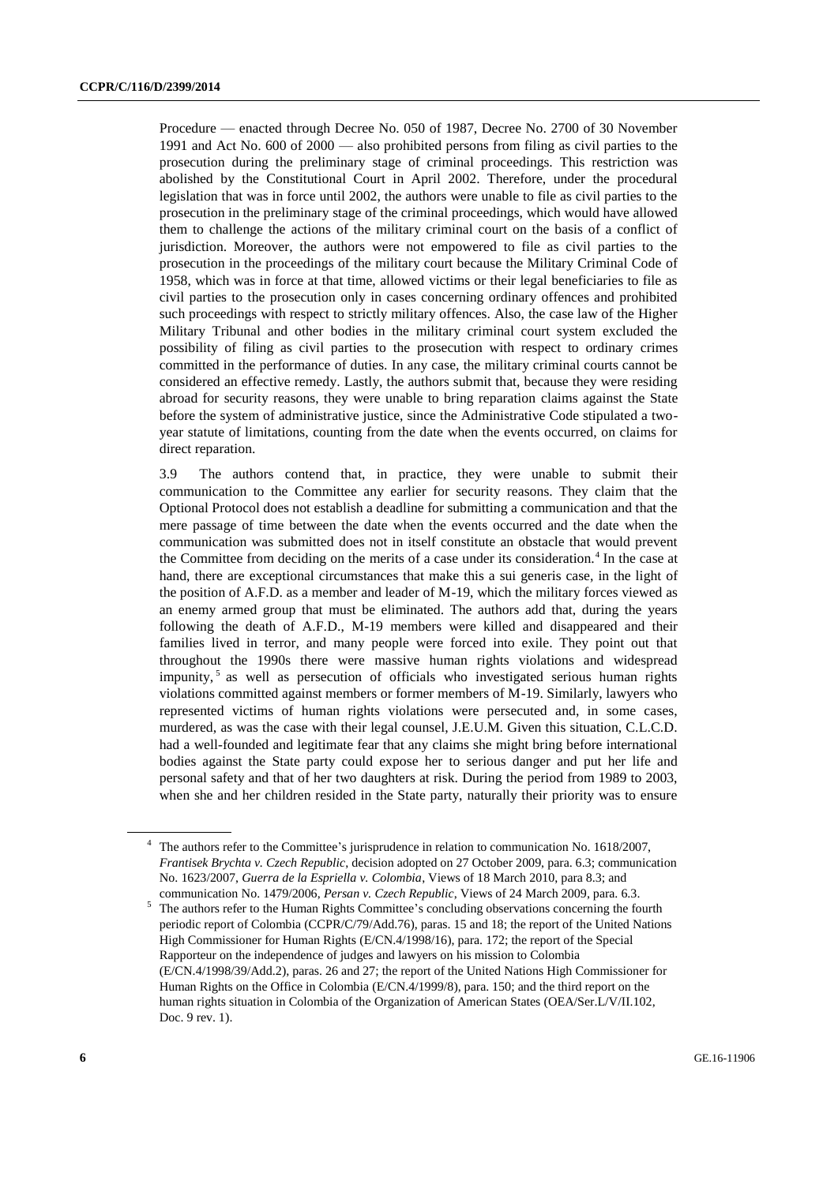Procedure — enacted through Decree No. 050 of 1987, Decree No. 2700 of 30 November 1991 and Act No. 600 of 2000 — also prohibited persons from filing as civil parties to the prosecution during the preliminary stage of criminal proceedings. This restriction was abolished by the Constitutional Court in April 2002. Therefore, under the procedural legislation that was in force until 2002, the authors were unable to file as civil parties to the prosecution in the preliminary stage of the criminal proceedings, which would have allowed them to challenge the actions of the military criminal court on the basis of a conflict of jurisdiction. Moreover, the authors were not empowered to file as civil parties to the prosecution in the proceedings of the military court because the Military Criminal Code of 1958, which was in force at that time, allowed victims or their legal beneficiaries to file as civil parties to the prosecution only in cases concerning ordinary offences and prohibited such proceedings with respect to strictly military offences. Also, the case law of the Higher Military Tribunal and other bodies in the military criminal court system excluded the possibility of filing as civil parties to the prosecution with respect to ordinary crimes committed in the performance of duties. In any case, the military criminal courts cannot be considered an effective remedy. Lastly, the authors submit that, because they were residing abroad for security reasons, they were unable to bring reparation claims against the State before the system of administrative justice, since the Administrative Code stipulated a two-year statute of limitations, counting from the date when the events occurred, on claims for direct reparation.

3.9 The authors contend that, in practice, they were unable to submit their communication to the Committee any earlier for security reasons. They claim that the Optional Protocol does not establish a deadline for submitting a communication and that the mere passage of time between the date when the events occurred and the date when the communication was submitted does not in itself constitute an obstacle that would prevent the Committee from deciding on the merits of a case under its consideration.[4] In the case at hand, there are exceptional circumstances that make this a sui generis case, in the light of the position of A.F.D. as a member and leader of M-19, which the military forces viewed as an enemy armed group that must be eliminated. The authors add that, during the years following the death of A.F.D., M-19 members were killed and disappeared and their families lived in terror, and many people were forced into exile. They point out that throughout the 1990s there were massive human rights violations and widespread impunity,[5] as well as persecution of officials who investigated serious human rights violations committed against members or former members of M-19. Similarly, lawyers who represented victims of human rights violations were persecuted and, in some cases, murdered, as was the case with their legal counsel, J.E.U.M. Given this situation, C.L.C.D. had a well-founded and legitimate fear that any claims she might bring before international bodies against the State party could expose her to serious danger and put her life and personal safety and that of her two daughters at risk. During the period from 1989 to 2003, when she and her children resided in the State party, naturally their priority was to ensure

---

[4] The authors refer to the Committee's jurisprudence in relation to communication No. 1618/2007, *Frantisek Brychta v. Czech Republic*, decision adopted on 27 October 2009, para. 6.3; communication No. 1623/2007, *Guerra de la Espriella v. Colombia*, Views of 18 March 2010, para 8.3; and communication No. 1479/2006, *Persan v. Czech Republic*, Views of 24 March 2009, para. 6.3.

[5] The authors refer to the Human Rights Committee's concluding observations concerning the fourth periodic report of Colombia (CCPR/C/79/Add.76), paras. 15 and 18; the report of the United Nations High Commissioner for Human Rights (E/CN.4/1998/16), para. 172; the report of the Special Rapporteur on the independence of judges and lawyers on his mission to Colombia (E/CN.4/1998/39/Add.2), paras. 26 and 27; the report of the United Nations High Commissioner for Human Rights on the Office in Colombia (E/CN.4/1999/8), para. 150; and the third report on the human rights situation in Colombia of the Organization of American States (OEA/Ser.L/V/II.102, Doc. 9 rev. 1).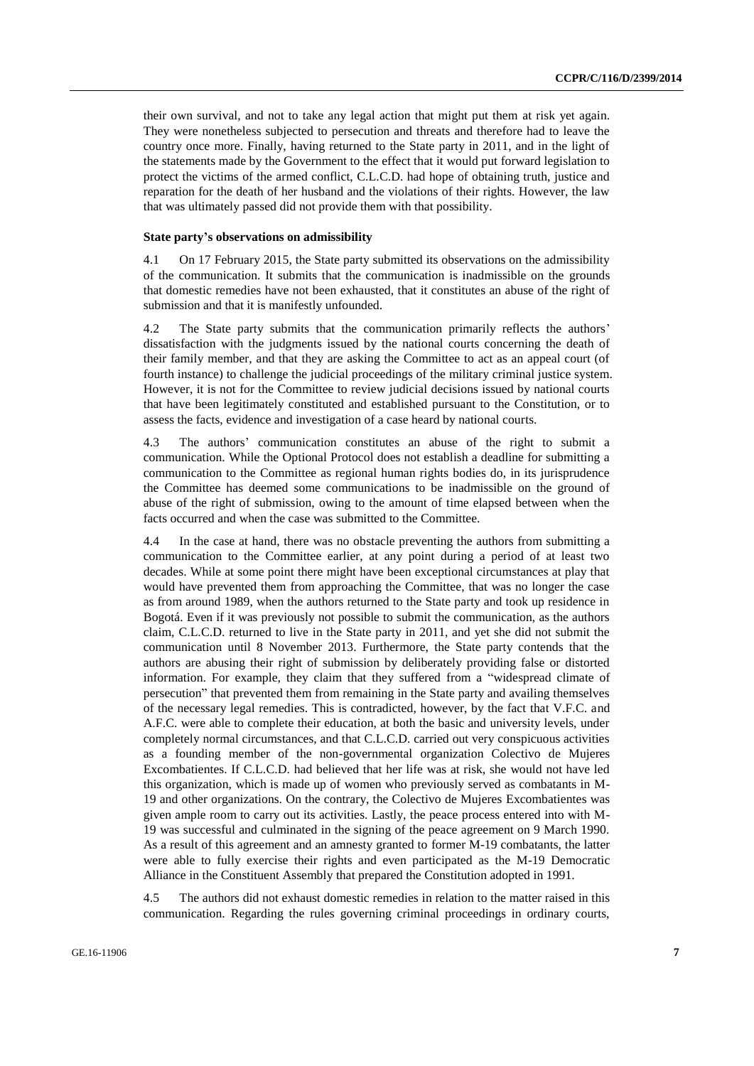their own survival, and not to take any legal action that might put them at risk yet again. They were nonetheless subjected to persecution and threats and therefore had to leave the country once more. Finally, having returned to the State party in 2011, and in the light of the statements made by the Government to the effect that it would put forward legislation to protect the victims of the armed conflict, C.L.C.D. had hope of obtaining truth, justice and reparation for the death of her husband and the violations of their rights. However, the law that was ultimately passed did not provide them with that possibility.

**State party's observations on admissibility**

4.1 On 17 February 2015, the State party submitted its observations on the admissibility of the communication. It submits that the communication is inadmissible on the grounds that domestic remedies have not been exhausted, that it constitutes an abuse of the right of submission and that it is manifestly unfounded.

4.2 The State party submits that the communication primarily reflects the authors' dissatisfaction with the judgments issued by the national courts concerning the death of their family member, and that they are asking the Committee to act as an appeal court (of fourth instance) to challenge the judicial proceedings of the military criminal justice system. However, it is not for the Committee to review judicial decisions issued by national courts that have been legitimately constituted and established pursuant to the Constitution, or to assess the facts, evidence and investigation of a case heard by national courts.

4.3 The authors' communication constitutes an abuse of the right to submit a communication. While the Optional Protocol does not establish a deadline for submitting a communication to the Committee as regional human rights bodies do, in its jurisprudence the Committee has deemed some communications to be inadmissible on the ground of abuse of the right of submission, owing to the amount of time elapsed between when the facts occurred and when the case was submitted to the Committee.

4.4 In the case at hand, there was no obstacle preventing the authors from submitting a communication to the Committee earlier, at any point during a period of at least two decades. While at some point there might have been exceptional circumstances at play that would have prevented them from approaching the Committee, that was no longer the case as from around 1989, when the authors returned to the State party and took up residence in Bogotá. Even if it was previously not possible to submit the communication, as the authors claim, C.L.C.D. returned to live in the State party in 2011, and yet she did not submit the communication until 8 November 2013. Furthermore, the State party contends that the authors are abusing their right of submission by deliberately providing false or distorted information. For example, they claim that they suffered from a "widespread climate of persecution" that prevented them from remaining in the State party and availing themselves of the necessary legal remedies. This is contradicted, however, by the fact that V.F.C. and A.F.C. were able to complete their education, at both the basic and university levels, under completely normal circumstances, and that C.L.C.D. carried out very conspicuous activities as a founding member of the non-governmental organization Colectivo de Mujeres Excombatientes. If C.L.C.D. had believed that her life was at risk, she would not have led this organization, which is made up of women who previously served as combatants in M-19 and other organizations. On the contrary, the Colectivo de Mujeres Excombatientes was given ample room to carry out its activities. Lastly, the peace process entered into with M-19 was successful and culminated in the signing of the peace agreement on 9 March 1990. As a result of this agreement and an amnesty granted to former M-19 combatants, the latter were able to fully exercise their rights and even participated as the M-19 Democratic Alliance in the Constituent Assembly that prepared the Constitution adopted in 1991.

4.5 The authors did not exhaust domestic remedies in relation to the matter raised in this communication. Regarding the rules governing criminal proceedings in ordinary courts,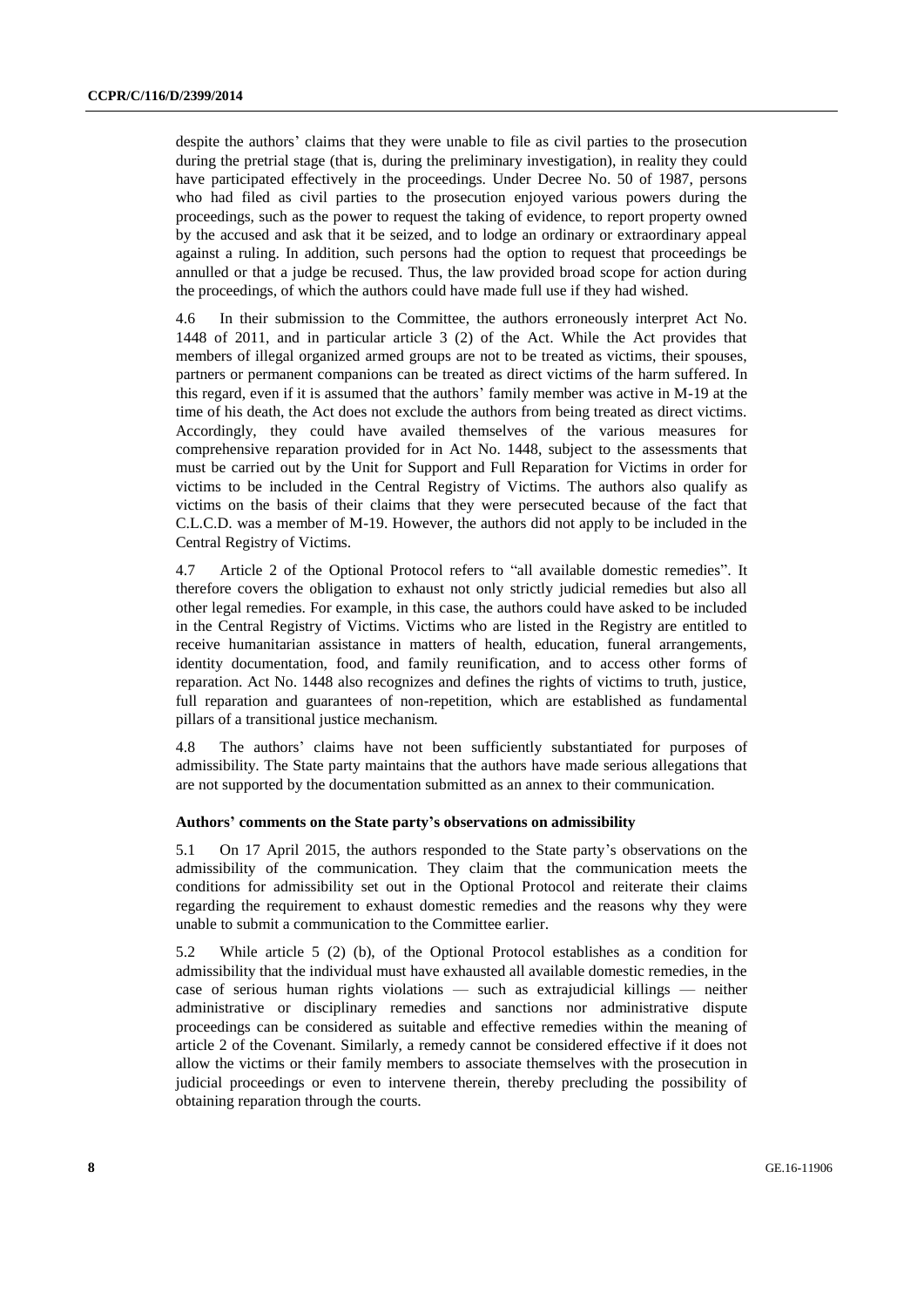despite the authors' claims that they were unable to file as civil parties to the prosecution during the pretrial stage (that is, during the preliminary investigation), in reality they could have participated effectively in the proceedings. Under Decree No. 50 of 1987, persons who had filed as civil parties to the prosecution enjoyed various powers during the proceedings, such as the power to request the taking of evidence, to report property owned by the accused and ask that it be seized, and to lodge an ordinary or extraordinary appeal against a ruling. In addition, such persons had the option to request that proceedings be annulled or that a judge be recused. Thus, the law provided broad scope for action during the proceedings, of which the authors could have made full use if they had wished.

4.6 In their submission to the Committee, the authors erroneously interpret Act No. 1448 of 2011, and in particular article 3 (2) of the Act. While the Act provides that members of illegal organized armed groups are not to be treated as victims, their spouses, partners or permanent companions can be treated as direct victims of the harm suffered. In this regard, even if it is assumed that the authors' family member was active in M-19 at the time of his death, the Act does not exclude the authors from being treated as direct victims. Accordingly, they could have availed themselves of the various measures for comprehensive reparation provided for in Act No. 1448, subject to the assessments that must be carried out by the Unit for Support and Full Reparation for Victims in order for victims to be included in the Central Registry of Victims. The authors also qualify as victims on the basis of their claims that they were persecuted because of the fact that C.L.C.D. was a member of M-19. However, the authors did not apply to be included in the Central Registry of Victims.

4.7 Article 2 of the Optional Protocol refers to "all available domestic remedies". It therefore covers the obligation to exhaust not only strictly judicial remedies but also all other legal remedies. For example, in this case, the authors could have asked to be included in the Central Registry of Victims. Victims who are listed in the Registry are entitled to receive humanitarian assistance in matters of health, education, funeral arrangements, identity documentation, food, and family reunification, and to access other forms of reparation. Act No. 1448 also recognizes and defines the rights of victims to truth, justice, full reparation and guarantees of non-repetition, which are established as fundamental pillars of a transitional justice mechanism.

4.8 The authors' claims have not been sufficiently substantiated for purposes of admissibility. The State party maintains that the authors have made serious allegations that are not supported by the documentation submitted as an annex to their communication.

### Authors' comments on the State party's observations on admissibility

5.1 On 17 April 2015, the authors responded to the State party's observations on the admissibility of the communication. They claim that the communication meets the conditions for admissibility set out in the Optional Protocol and reiterate their claims regarding the requirement to exhaust domestic remedies and the reasons why they were unable to submit a communication to the Committee earlier.

5.2 While article 5 (2) (b), of the Optional Protocol establishes as a condition for admissibility that the individual must have exhausted all available domestic remedies, in the case of serious human rights violations — such as extrajudicial killings — neither administrative or disciplinary remedies and sanctions nor administrative dispute proceedings can be considered as suitable and effective remedies within the meaning of article 2 of the Covenant. Similarly, a remedy cannot be considered effective if it does not allow the victims or their family members to associate themselves with the prosecution in judicial proceedings or even to intervene therein, thereby precluding the possibility of obtaining reparation through the courts.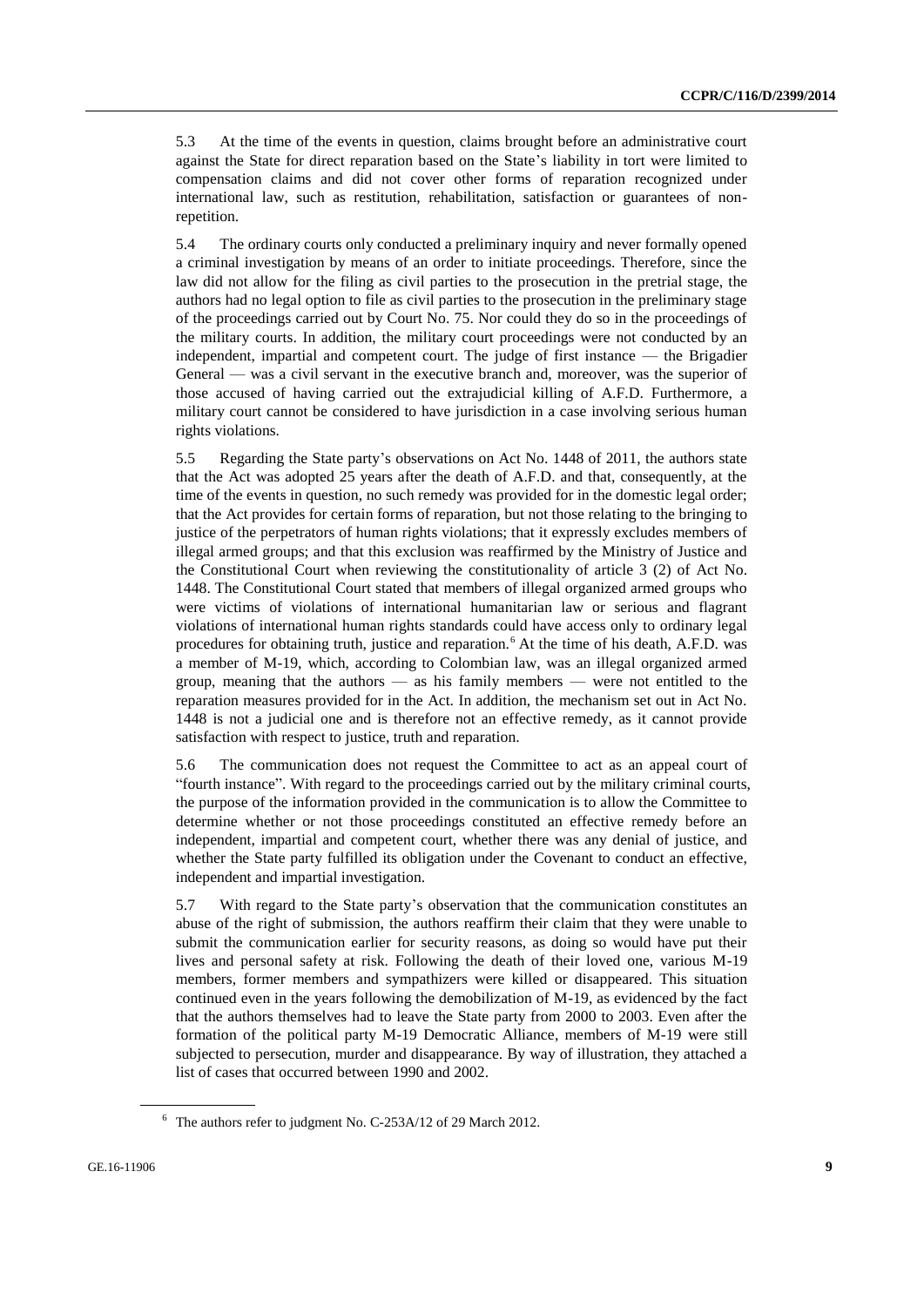5.3 At the time of the events in question, claims brought before an administrative court against the State for direct reparation based on the State's liability in tort were limited to compensation claims and did not cover other forms of reparation recognized under international law, such as restitution, rehabilitation, satisfaction or guarantees of non-repetition.

5.4 The ordinary courts only conducted a preliminary inquiry and never formally opened a criminal investigation by means of an order to initiate proceedings. Therefore, since the law did not allow for the filing as civil parties to the prosecution in the pretrial stage, the authors had no legal option to file as civil parties to the prosecution in the preliminary stage of the proceedings carried out by Court No. 75. Nor could they do so in the proceedings of the military courts. In addition, the military court proceedings were not conducted by an independent, impartial and competent court. The judge of first instance — the Brigadier General — was a civil servant in the executive branch and, moreover, was the superior of those accused of having carried out the extrajudicial killing of A.F.D. Furthermore, a military court cannot be considered to have jurisdiction in a case involving serious human rights violations.

5.5 Regarding the State party's observations on Act No. 1448 of 2011, the authors state that the Act was adopted 25 years after the death of A.F.D. and that, consequently, at the time of the events in question, no such remedy was provided for in the domestic legal order; that the Act provides for certain forms of reparation, but not those relating to the bringing to justice of the perpetrators of human rights violations; that it expressly excludes members of illegal armed groups; and that this exclusion was reaffirmed by the Ministry of Justice and the Constitutional Court when reviewing the constitutionality of article 3 (2) of Act No. 1448. The Constitutional Court stated that members of illegal organized armed groups who were victims of violations of international humanitarian law or serious and flagrant violations of international human rights standards could have access only to ordinary legal procedures for obtaining truth, justice and reparation.[6] At the time of his death, A.F.D. was a member of M-19, which, according to Colombian law, was an illegal organized armed group, meaning that the authors — as his family members — were not entitled to the reparation measures provided for in the Act. In addition, the mechanism set out in Act No. 1448 is not a judicial one and is therefore not an effective remedy, as it cannot provide satisfaction with respect to justice, truth and reparation.

5.6 The communication does not request the Committee to act as an appeal court of "fourth instance". With regard to the proceedings carried out by the military criminal courts, the purpose of the information provided in the communication is to allow the Committee to determine whether or not those proceedings constituted an effective remedy before an independent, impartial and competent court, whether there was any denial of justice, and whether the State party fulfilled its obligation under the Covenant to conduct an effective, independent and impartial investigation.

5.7 With regard to the State party's observation that the communication constitutes an abuse of the right of submission, the authors reaffirm their claim that they were unable to submit the communication earlier for security reasons, as doing so would have put their lives and personal safety at risk. Following the death of their loved one, various M-19 members, former members and sympathizers were killed or disappeared. This situation continued even in the years following the demobilization of M-19, as evidenced by the fact that the authors themselves had to leave the State party from 2000 to 2003. Even after the formation of the political party M-19 Democratic Alliance, members of M-19 were still subjected to persecution, murder and disappearance. By way of illustration, they attached a list of cases that occurred between 1990 and 2002.

---

[6] The authors refer to judgment No. C-253A/12 of 29 March 2012.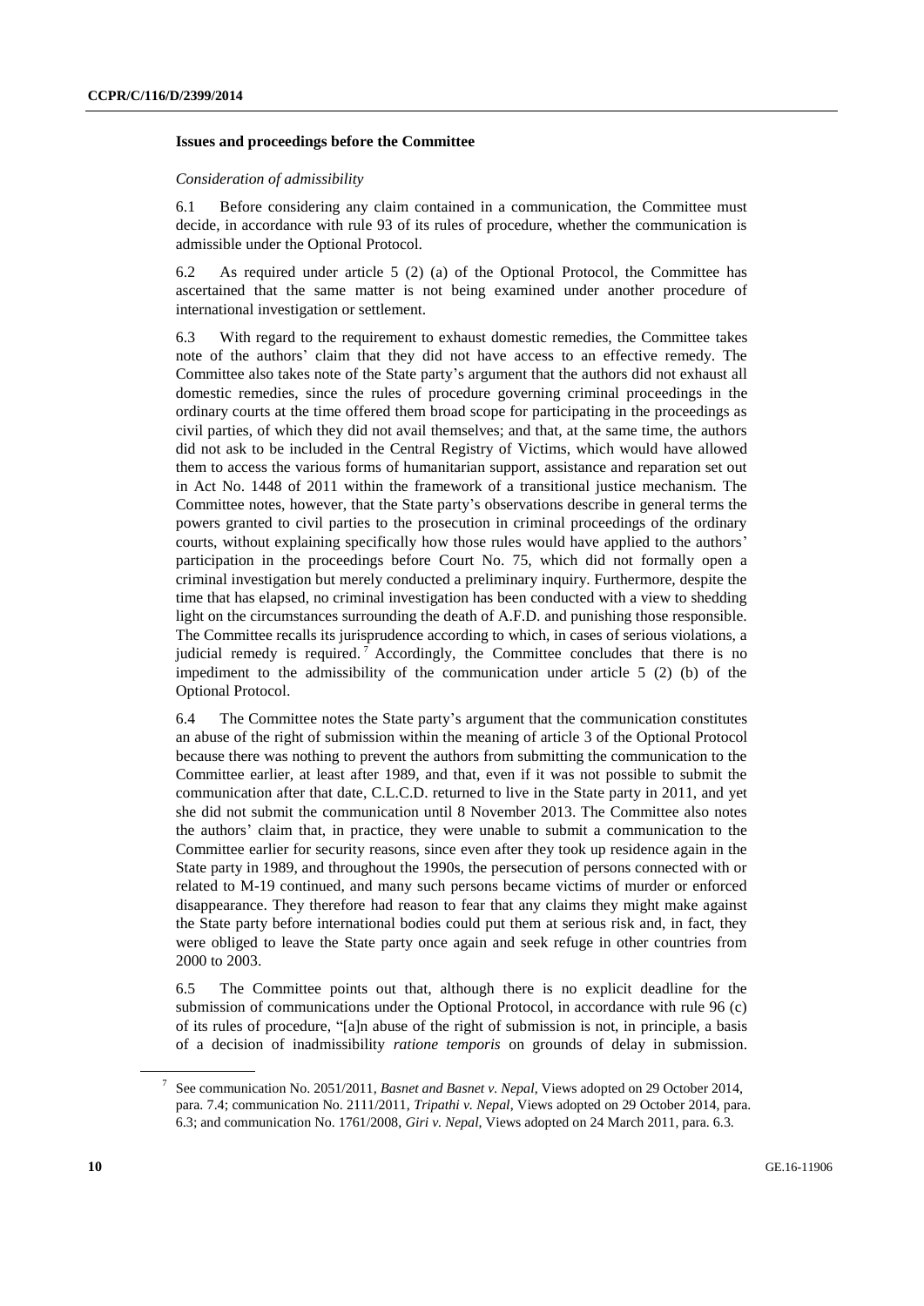## Issues and proceedings before the Committee

*Consideration of admissibility*

6.1 Before considering any claim contained in a communication, the Committee must decide, in accordance with rule 93 of its rules of procedure, whether the communication is admissible under the Optional Protocol.

6.2 As required under article 5 (2) (a) of the Optional Protocol, the Committee has ascertained that the same matter is not being examined under another procedure of international investigation or settlement.

6.3 With regard to the requirement to exhaust domestic remedies, the Committee takes note of the authors' claim that they did not have access to an effective remedy. The Committee also takes note of the State party's argument that the authors did not exhaust all domestic remedies, since the rules of procedure governing criminal proceedings in the ordinary courts at the time offered them broad scope for participating in the proceedings as civil parties, of which they did not avail themselves; and that, at the same time, the authors did not ask to be included in the Central Registry of Victims, which would have allowed them to access the various forms of humanitarian support, assistance and reparation set out in Act No. 1448 of 2011 within the framework of a transitional justice mechanism. The Committee notes, however, that the State party's observations describe in general terms the powers granted to civil parties to the prosecution in criminal proceedings of the ordinary courts, without explaining specifically how those rules would have applied to the authors' participation in the proceedings before Court No. 75, which did not formally open a criminal investigation but merely conducted a preliminary inquiry. Furthermore, despite the time that has elapsed, no criminal investigation has been conducted with a view to shedding light on the circumstances surrounding the death of A.F.D. and punishing those responsible. The Committee recalls its jurisprudence according to which, in cases of serious violations, a judicial remedy is required.[7] Accordingly, the Committee concludes that there is no impediment to the admissibility of the communication under article 5 (2) (b) of the Optional Protocol.

6.4 The Committee notes the State party's argument that the communication constitutes an abuse of the right of submission within the meaning of article 3 of the Optional Protocol because there was nothing to prevent the authors from submitting the communication to the Committee earlier, at least after 1989, and that, even if it was not possible to submit the communication after that date, C.L.C.D. returned to live in the State party in 2011, and yet she did not submit the communication until 8 November 2013. The Committee also notes the authors' claim that, in practice, they were unable to submit a communication to the Committee earlier for security reasons, since even after they took up residence again in the State party in 1989, and throughout the 1990s, the persecution of persons connected with or related to M-19 continued, and many such persons became victims of murder or enforced disappearance. They therefore had reason to fear that any claims they might make against the State party before international bodies could put them at serious risk and, in fact, they were obliged to leave the State party once again and seek refuge in other countries from 2000 to 2003.

6.5 The Committee points out that, although there is no explicit deadline for the submission of communications under the Optional Protocol, in accordance with rule 96 (c) of its rules of procedure, "[a]n abuse of the right of submission is not, in principle, a basis of a decision of inadmissibility *ratione temporis* on grounds of delay in submission.

[7] See communication No. 2051/2011, *Basnet and Basnet v. Nepal*, Views adopted on 29 October 2014, para. 7.4; communication No. 2111/2011, *Tripathi v. Nepal*, Views adopted on 29 October 2014, para. 6.3; and communication No. 1761/2008, *Giri v. Nepal*, Views adopted on 24 March 2011, para. 6.3.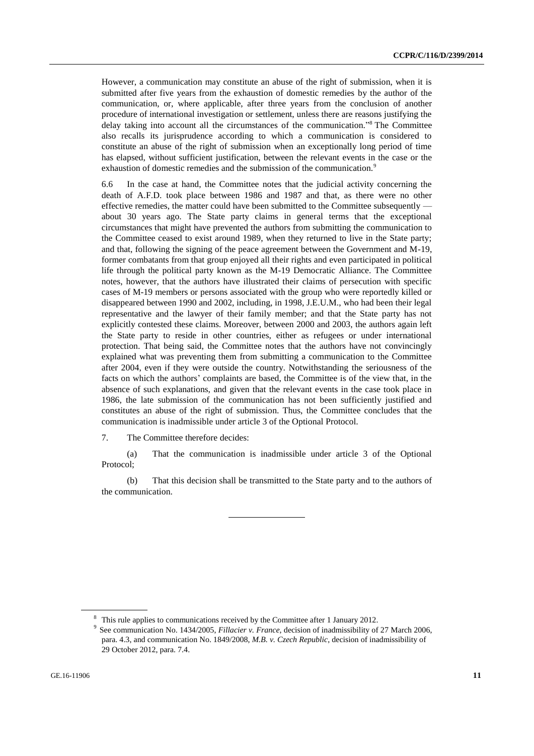However, a communication may constitute an abuse of the right of submission, when it is submitted after five years from the exhaustion of domestic remedies by the author of the communication, or, where applicable, after three years from the conclusion of another procedure of international investigation or settlement, unless there are reasons justifying the delay taking into account all the circumstances of the communication."[8] The Committee also recalls its jurisprudence according to which a communication is considered to constitute an abuse of the right of submission when an exceptionally long period of time has elapsed, without sufficient justification, between the relevant events in the case or the exhaustion of domestic remedies and the submission of the communication.[9]

6.6 In the case at hand, the Committee notes that the judicial activity concerning the death of A.F.D. took place between 1986 and 1987 and that, as there were no other effective remedies, the matter could have been submitted to the Committee subsequently — about 30 years ago. The State party claims in general terms that the exceptional circumstances that might have prevented the authors from submitting the communication to the Committee ceased to exist around 1989, when they returned to live in the State party; and that, following the signing of the peace agreement between the Government and M-19, former combatants from that group enjoyed all their rights and even participated in political life through the political party known as the M-19 Democratic Alliance. The Committee notes, however, that the authors have illustrated their claims of persecution with specific cases of M-19 members or persons associated with the group who were reportedly killed or disappeared between 1990 and 2002, including, in 1998, J.E.U.M., who had been their legal representative and the lawyer of their family member; and that the State party has not explicitly contested these claims. Moreover, between 2000 and 2003, the authors again left the State party to reside in other countries, either as refugees or under international protection. That being said, the Committee notes that the authors have not convincingly explained what was preventing them from submitting a communication to the Committee after 2004, even if they were outside the country. Notwithstanding the seriousness of the facts on which the authors' complaints are based, the Committee is of the view that, in the absence of such explanations, and given that the relevant events in the case took place in 1986, the late submission of the communication has not been sufficiently justified and constitutes an abuse of the right of submission. Thus, the Committee concludes that the communication is inadmissible under article 3 of the Optional Protocol.

7. The Committee therefore decides:

(a) That the communication is inadmissible under article 3 of the Optional Protocol;

(b) That this decision shall be transmitted to the State party and to the authors of the communication.

---

[8] This rule applies to communications received by the Committee after 1 January 2012.

[9] See communication No. 1434/2005, *Fillacier v. France*, decision of inadmissibility of 27 March 2006, para. 4.3, and communication No. 1849/2008, *M.B. v. Czech Republic*, decision of inadmissibility of 29 October 2012, para. 7.4.